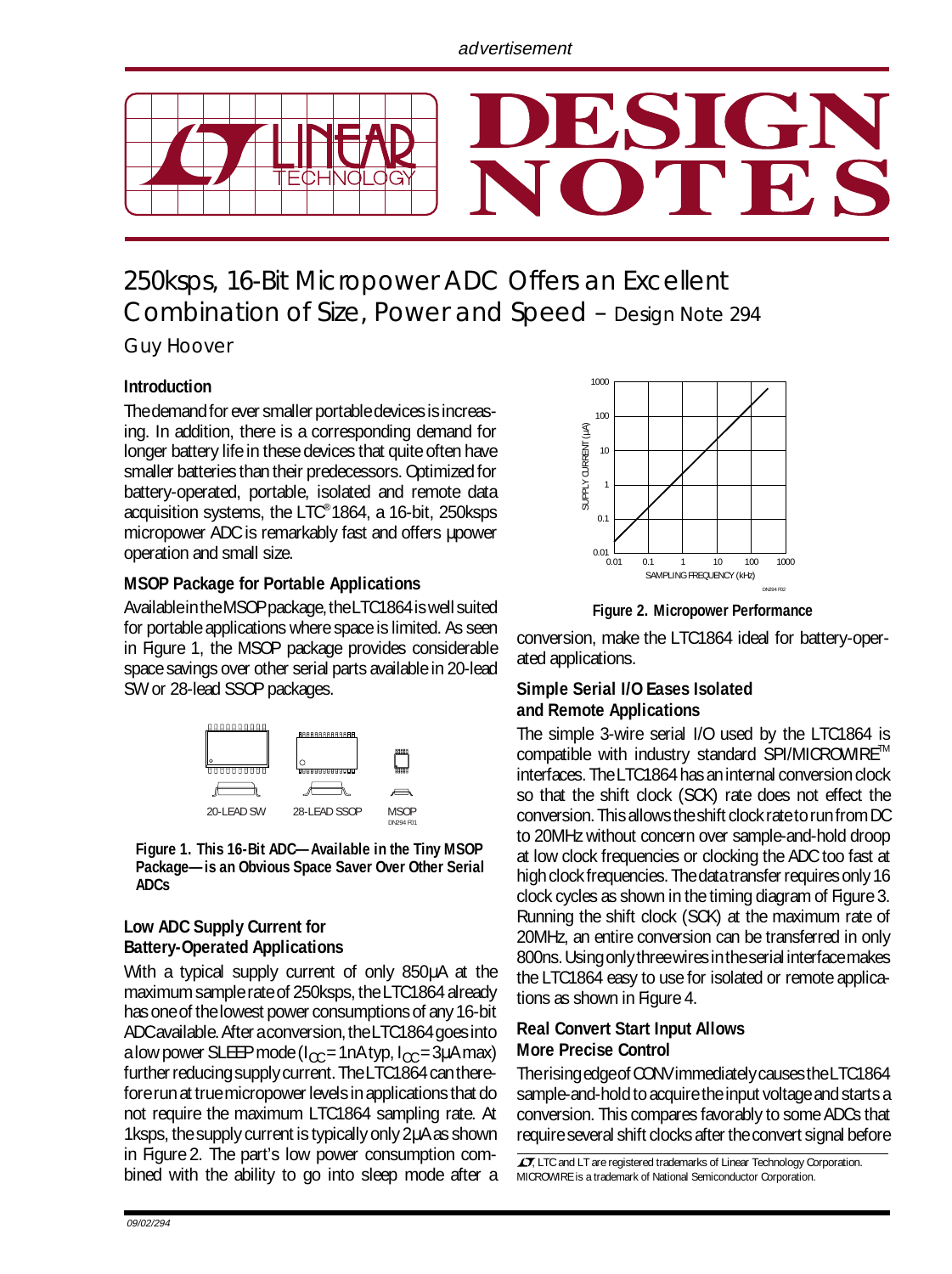advertisement

# 250ksps, 16-Bit Micropower ADC Offers an Excellent Combination of Size, Power and Speed – Design Note 294

Guy Hoover

## Introduction

The demand for ever smaller portable devices is increasing. In addition, there is a corresponding demand for longer battery life in these devices that quite often have smaller batteries than their predecessors. Optimized for battery-operated, portable, isolated and remote data acquisition systems, the LTC®1864, a 16-bit, 250ksps micropower ADC is remarkably fast and offers µpower operation and small size.

## MSOP Package for Portable Applications

Available in the MSOP package, the LTC1864 is well suited for portable applications where space is limited. As seen in Figure 1, the MSOP package provides considerable space savings over other serial parts available in 20-lead SW or 28-lead SSOP packages.

20-LEAD SW 28-LEAD SSOP MSOP

**Figure 1. This 16-Bit ADC—Available in the Tiny MSOP Package—is an Obvious Space Saver Over Other Serial ADCs**

## Low ADC Supply Current for Battery-Operated Applications

With a typical supply current of only 850µA at the maximum sample rate of 250ksps, the LTC1864 already has one of the lowest power consumptions of any 16-bit ADC available. After a conversion, the LTC1864 goes into a low power SLEEP mode ($I_{CC}$ = 1nA typ, $I_{CC}$ = 3µA max) further reducing supply current. The LTC1864 can therefore run at true micropower levels in applications that do not require the maximum LTC1864 sampling rate. At 1ksps, the supply current is typically only 2µA as shown in Figure 2. The part's low power consumption combined with the ability to go into sleep mode after a conversion, make the LTC1864 ideal for battery-operated applications.

**Figure 2. Micropower Performance**

## Simple Serial I/O Eases Isolated and Remote Applications

The simple 3-wire serial I/O used by the LTC1864 is compatible with industry standard SPI/MICROWIRE™ interfaces. The LTC1864 has an internal conversion clock so that the shift clock (SCK) rate does not effect the conversion. This allows the shift clock rate to run from DC to 20MHz without concern over sample-and-hold droop at low clock frequencies or clocking the ADC too fast at high clock frequencies. The data transfer requires only 16 clock cycles as shown in the timing diagram of Figure 3. Running the shift clock (SCK) at the maximum rate of 20MHz, an entire conversion can be transferred in only 800ns. Using only three wires in the serial interface makes the LTC1864 easy to use for isolated or remote applications as shown in Figure 4.

## Real Convert Start Input Allows More Precise Control

The rising edge of CONV immediately causes the LTC1864 sample-and-hold to acquire the input voltage and starts a conversion. This compares favorably to some ADCs that require several shift clocks after the convert signal before

LT, LTC and LT are registered trademarks of Linear Technology Corporation. MICROWIRE is a trademark of National Semiconductor Corporation.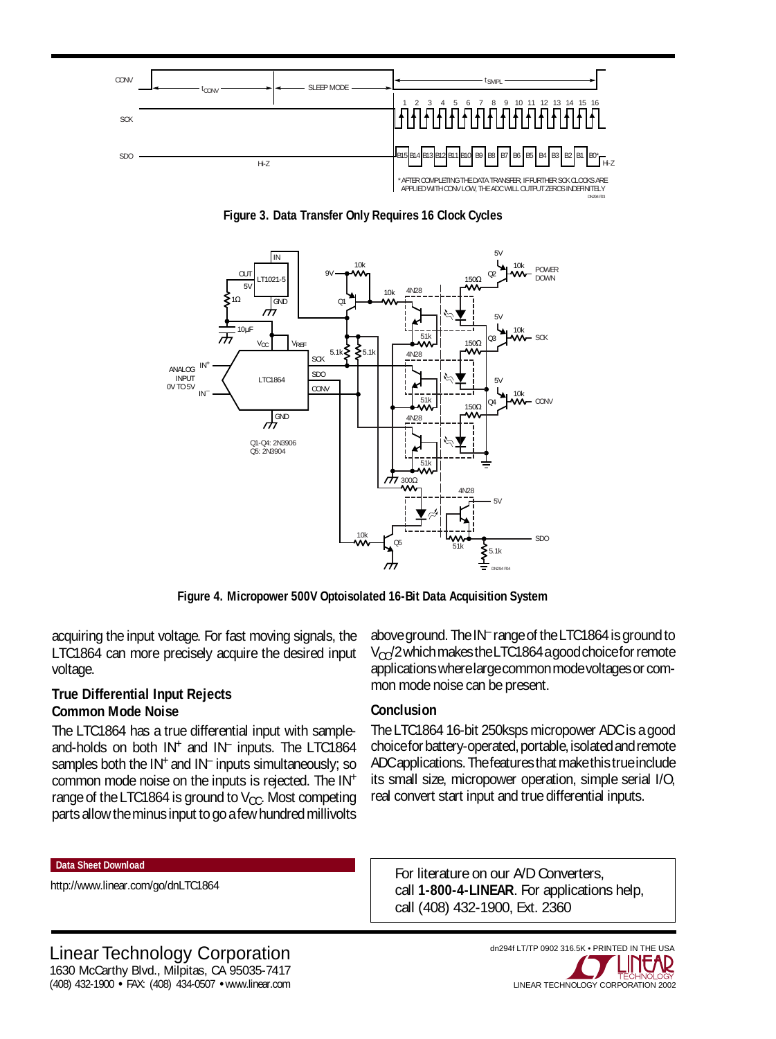CONV

$t_{CONV}$

SLEEP MODE

$t_{SMPL}$

SCK

1 2 3 4 5 6 7 8 9 10 11 12 13 14 15 16

SDO

Hi-Z

B15 B14 B13 B12 B11 B10 B9 B8 B7 B6 B5 B4 B3 B2 B1 B0*

Hi-Z

* AFTER COMPLETING THE DATA TRANSFER, IF FURTHER SCK CLOCKS ARE APPLIED WITH CONV LOW, THE ADC WILL OUTPUT ZEROS INDEFINITELY

**Figure 3. Data Transfer Only Requires 16 Clock Cycles**

**Figure 4. Micropower 500V Optoisolated 16-Bit Data Acquisition System**

acquiring the input voltage. For fast moving signals, the LTC1864 can more precisely acquire the desired input voltage.

## True Differential Input Rejects Common Mode Noise

The LTC1864 has a true differential input with sample-and-holds on both $IN^+$ and $IN^-$ inputs. The LTC1864 samples both the $IN^+$ and $IN^-$ inputs simultaneously; so common mode noise on the inputs is rejected. The $IN^+$ range of the LTC1864 is ground to $V_{CC}$. Most competing parts allow the minus input to go a few hundred millivolts above ground. The $IN^-$ range of the LTC1864 is ground to $V_{CC}/2$ which makes the LTC1864 a good choice for remote applications where large common mode voltages or common mode noise can be present.

## Conclusion

The LTC1864 16-bit 250ksps micropower ADC is a good choice for battery-operated, portable, isolated and remote ADC applications. The features that make this true include its small size, micropower operation, simple serial I/O, real convert start input and true differential inputs.

**Data Sheet Download**

http://www.linear.com/go/dnLTC1864

For literature on our A/D Converters, call **1-800-4-LINEAR**. For applications help, call (408) 432-1900, Ext. 2360

Linear Technology Corporation
1630 McCarthy Blvd., Milpitas, CA 95035-7417
(408) 432-1900 • FAX: (408) 434-0507 • www.linear.com

dn294f LT/TP 0902 316.5K • PRINTED IN THE USA

LINEAR TECHNOLOGY CORPORATION 2002